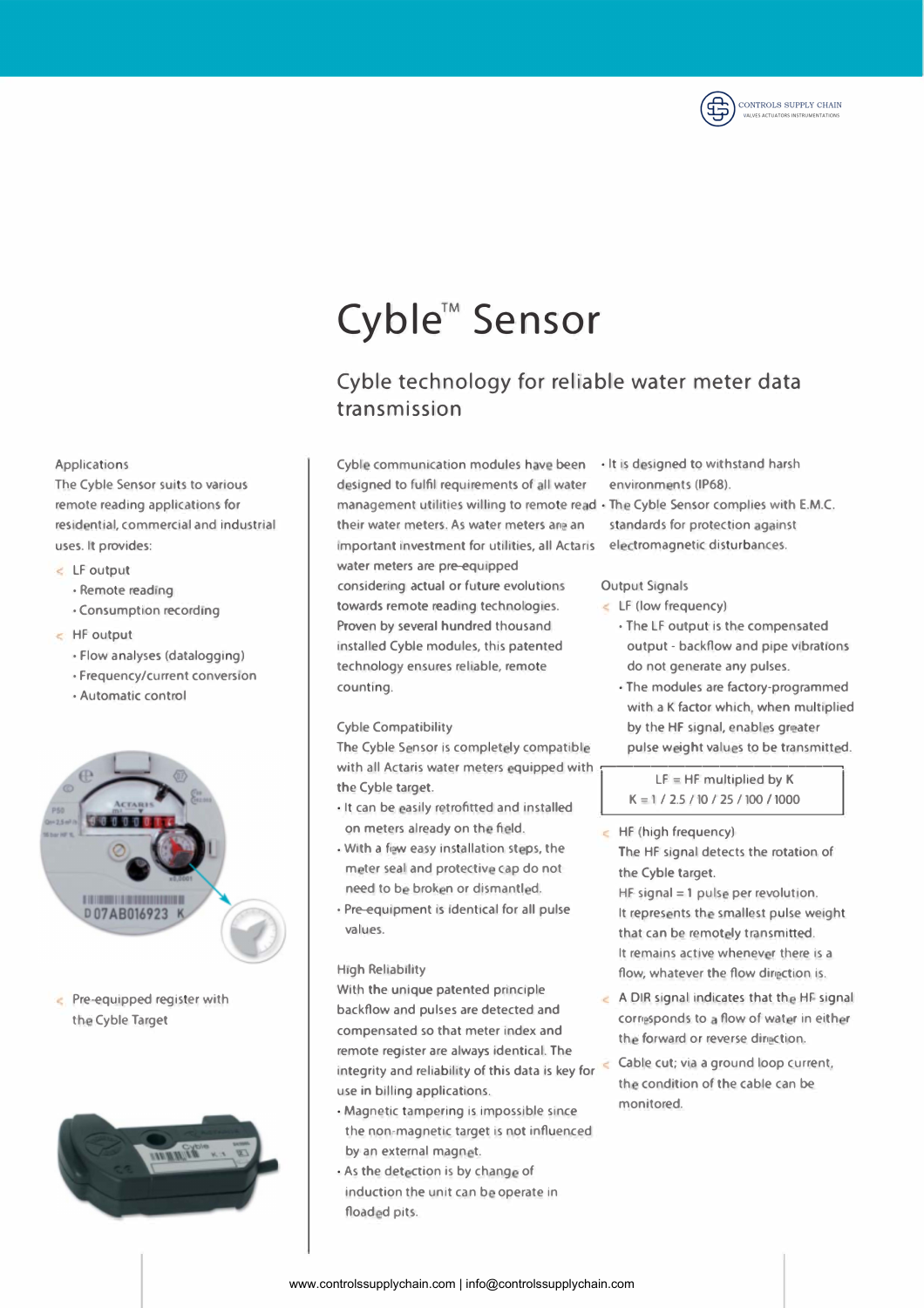# Cyble™ Sensor

## Cyble technology for reliable water meter data transmission

### Applications

The Cyble Sensor suits to various remote reading applications for residential, commercial and industrial uses. It provides:

- LF output
  - Remote reading
  - Consumption recording
- HF output
  - Flow analyses (datalogging)
  - Frequency/current conversion
  - Automatic control

Pre-equipped register with the Cyble Target

Cyble communication modules have been designed to fulfil requirements of all water management utilities willing to remote read their water meters. As water meters are an important investment for utilities, all Actaris water meters are pre-equipped considering actual or future evolutions towards remote reading technologies. Proven by several hundred thousand installed Cyble modules, this patented technology ensures reliable, remote counting.

### Cyble Compatibility

The Cyble Sensor is completely compatible with all Actaris water meters equipped with the Cyble target.

- It can be easily retrofitted and installed on meters already on the field.
- With a few easy installation steps, the meter seal and protective cap do not need to be broken or dismantled.
- Pre-equipment is identical for all pulse values.

### High Reliability

With the unique patented principle backflow and pulses are detected and compensated so that meter index and remote register are always identical. The integrity and reliability of this data is key for use in billing applications.

- Magnetic tampering is impossible since the non-magnetic target is not influenced by an external magnet.
- As the detection is by change of induction the unit can be operate in flooded pits.
- It is designed to withstand harsh environments (IP68).
- The Cyble Sensor complies with E.M.C. standards for protection against electromagnetic disturbances.

### Output Signals

- LF (low frequency)
  - The LF output is the compensated output - backflow and pipe vibrations do not generate any pulses.
  - The modules are factory-programmed with a K factor which, when multiplied by the HF signal, enables greater pulse weight values to be transmitted.

| LF = HF multiplied by K |
| --- |
| K = 1 / 2.5 / 10 / 25 / 100 / 1000 |

- HF (high frequency)
  The HF signal detects the rotation of the Cyble target.
  HF signal = 1 pulse per revolution.
  It represents the smallest pulse weight that can be remotely transmitted.
  It remains active whenever there is a flow, whatever the flow direction is.
- A DIR signal indicates that the HF signal corresponds to a flow of water in either the forward or reverse direction.
- Cable cut; via a ground loop current, the condition of the cable can be monitored.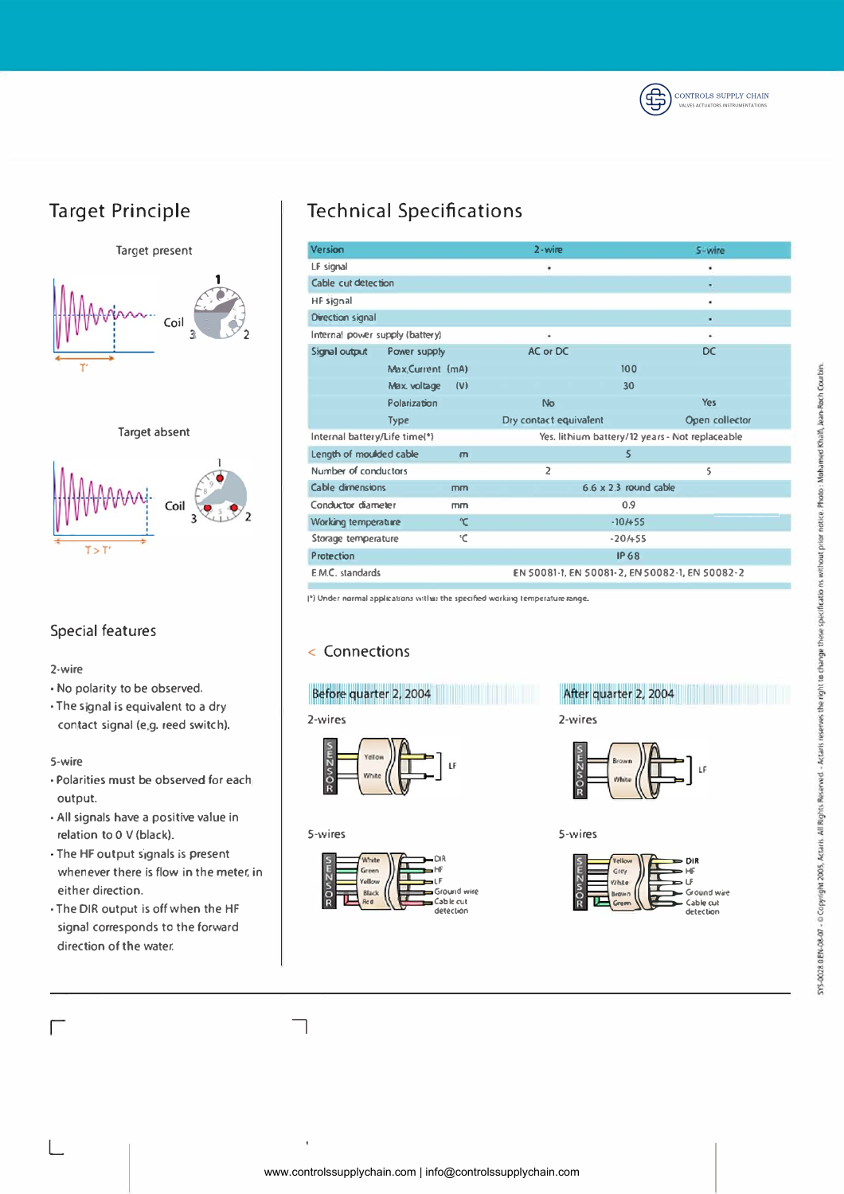## Target Principle

Target present

Coil

1

2

3

T'

Target absent

Coil

1

2

3

T > T'

## Special features

2-wire

- No polarity to be observed.
- The signal is equivalent to a dry contact signal (e.g. reed switch).

5-wire

- Polarities must be observed for each output.
- All signals have a positive value in relation to 0 V (black).
- The HF output signals is present whenever there is flow in the meter, in either direction.
- The DIR output is off when the HF signal corresponds to the forward direction of the water.

## Technical Specifications

| Version | | | 2-wire | 5-wire |
|---|---|---|---|---|
| LF signal | | | • | • |
| Cable cut detection | | | | • |
| HF signal | | | | • |
| Direction signal | | | | • |
| Internal power supply (battery) | | | • | • |
| Signal output | Power supply | | AC or DC | DC |
| | Max.Current | (mA) | 100 | |
| | Max. voltage | (V) | 30 | |
| | Polarization | | No | Yes |
| | Type | | Dry contact equivalent | Open collector |
| Internal battery/Life time(*) | | | Yes, lithium battery/12 years - Not replaceable | |
| Length of moulded cable | | m | 5 | |
| Number of conductors | | | 2 | 5 |
| Cable dimensions | | mm | 6.6 x 2.3 round cable | |
| Conductor diameter | | mm | 0.9 | |
| Working temperature | | °C | -10/+55 | |
| Storage temperature | | °C | -20/+55 | |
| Protection | | | IP 68 | |
| E.M.C. standards | | | EN 50081-1, EN 50081-2, EN 50082-1, EN 50082-2 | |

(*) Under normal applications within the specified working temperature range.

### < Connections

**Before quarter 2, 2004**

2-wires

SENSOR — Yellow, White — LF

5-wires

SENSOR — White: DIR; Green: HF; Yellow: LF; Black: Ground wire; Red: Cable cut detection

**After quarter 2, 2004**

2-wires

SENSOR — Brown, White — LF

5-wires

SENSOR — Yellow: DIR; Grey: HF; White: LF; Brown: Ground wire; Green: Cable cut detection

SYS-0028.0 EN-08-07 - © Copyright 2005, Actaris. All Rights Reserved. - Actaris reserves the right to change these specifications without prior notice. Photo : Mohamed Khalil, Jean-Roch Courbin.